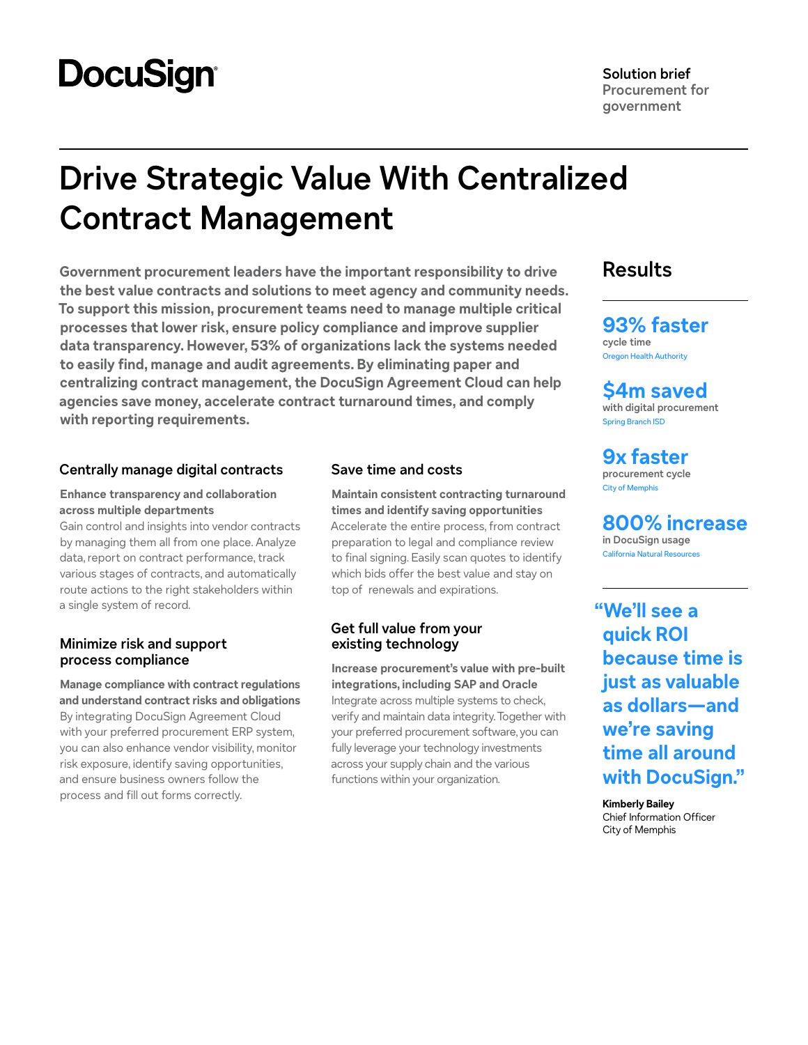DocuSign

**Solution brief**
Procurement for government

# Drive Strategic Value With Centralized Contract Management

**Government procurement leaders have the important responsibility to drive the best value contracts and solutions to meet agency and community needs. To support this mission, procurement teams need to manage multiple critical processes that lower risk, ensure policy compliance and improve supplier data transparency. However, 53% of organizations lack the systems needed to easily find, manage and audit agreements. By eliminating paper and centralizing contract management, the DocuSign Agreement Cloud can help agencies save money, accelerate contract turnaround times, and comply with reporting requirements.**

### Centrally manage digital contracts

**Enhance transparency and collaboration across multiple departments**
Gain control and insights into vendor contracts by managing them all from one place. Analyze data, report on contract performance, track various stages of contracts, and automatically route actions to the right stakeholders within a single system of record.

### Minimize risk and support process compliance

**Manage compliance with contract regulations and understand contract risks and obligations**
By integrating DocuSign Agreement Cloud with your preferred procurement ERP system, you can also enhance vendor visibility, monitor risk exposure, identify saving opportunities, and ensure business owners follow the process and fill out forms correctly.

### Save time and costs

**Maintain consistent contracting turnaround times and identify saving opportunities**
Accelerate the entire process, from contract preparation to legal and compliance review to final signing. Easily scan quotes to identify which bids offer the best value and stay on top of renewals and expirations.

### Get full value from your existing technology

**Increase procurement's value with pre-built integrations, including SAP and Oracle**
Integrate across multiple systems to check, verify and maintain data integrity. Together with your preferred procurement software, you can fully leverage your technology investments across your supply chain and the various functions within your organization.

## Results

**93% faster**
cycle time
Oregon Health Authority

**$4m saved**
with digital procurement
Spring Branch ISD

**9x faster**
procurement cycle
City of Memphis

**800% increase**
in DocuSign usage
California Natural Resources

**"We'll see a quick ROI because time is just as valuable as dollars—and we're saving time all around with DocuSign."**

**Kimberly Bailey**
Chief Information Officer
City of Memphis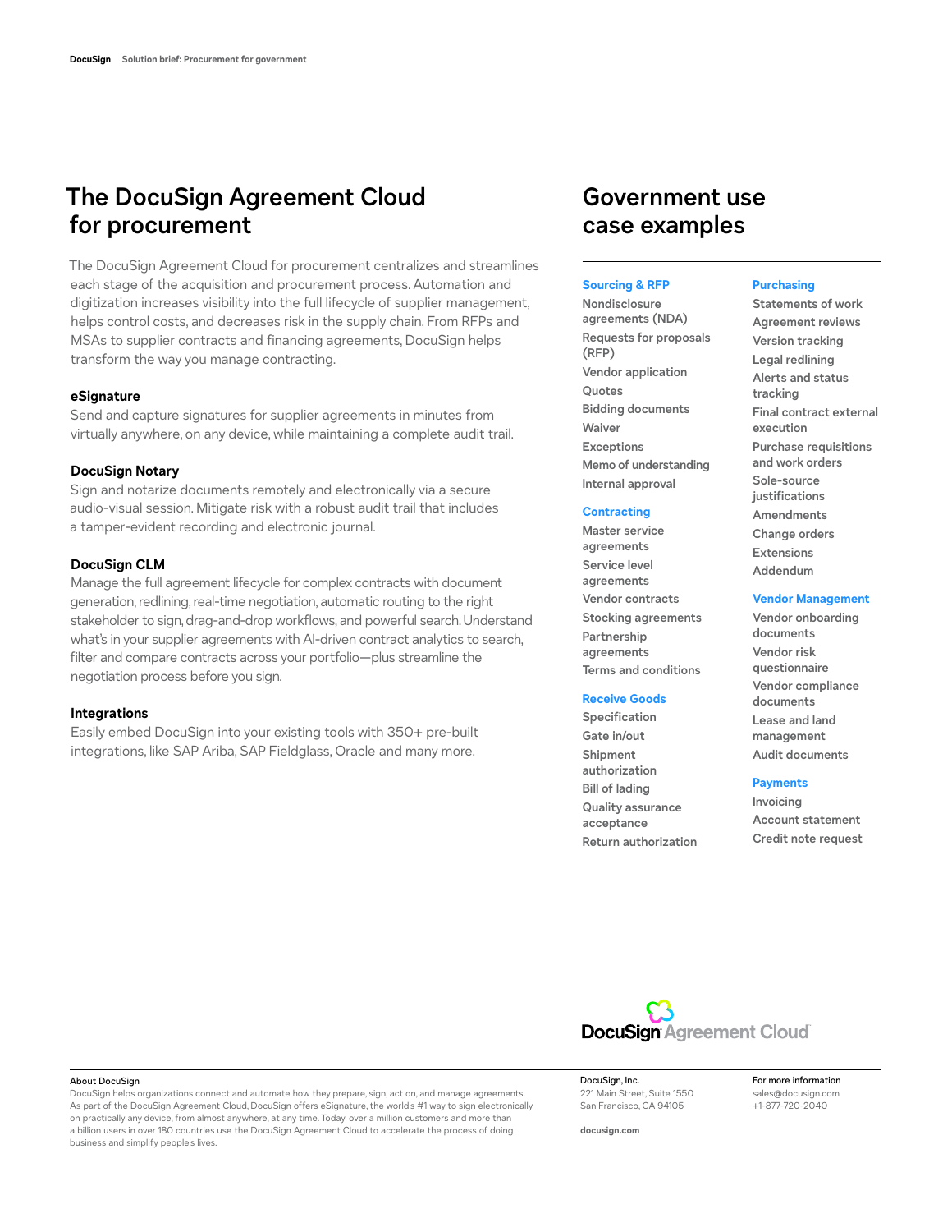# The DocuSign Agreement Cloud for procurement

The DocuSign Agreement Cloud for procurement centralizes and streamlines each stage of the acquisition and procurement process. Automation and digitization increases visibility into the full lifecycle of supplier management, helps control costs, and decreases risk in the supply chain. From RFPs and MSAs to supplier contracts and financing agreements, DocuSign helps transform the way you manage contracting.

**eSignature**

Send and capture signatures for supplier agreements in minutes from virtually anywhere, on any device, while maintaining a complete audit trail.

**DocuSign Notary**

Sign and notarize documents remotely and electronically via a secure audio-visual session. Mitigate risk with a robust audit trail that includes a tamper-evident recording and electronic journal.

**DocuSign CLM**

Manage the full agreement lifecycle for complex contracts with document generation, redlining, real-time negotiation, automatic routing to the right stakeholder to sign, drag-and-drop workflows, and powerful search. Understand what's in your supplier agreements with AI-driven contract analytics to search, filter and compare contracts across your portfolio—plus streamline the negotiation process before you sign.

**Integrations**

Easily embed DocuSign into your existing tools with 350+ pre-built integrations, like SAP Ariba, SAP Fieldglass, Oracle and many more.

# Government use case examples

**Sourcing & RFP**

- Nondisclosure agreements (NDA)
- Requests for proposals (RFP)
- Vendor application
- Quotes
- Bidding documents
- Waiver
- Exceptions
- Memo of understanding
- Internal approval

**Contracting**

- Master service agreements
- Service level agreements
- Vendor contracts
- Stocking agreements
- Partnership agreements
- Terms and conditions

**Receive Goods**

- Specification
- Gate in/out
- Shipment authorization
- Bill of lading
- Quality assurance acceptance
- Return authorization

**Purchasing**

- Statements of work
- Agreement reviews
- Version tracking
- Legal redlining
- Alerts and status tracking
- Final contract external execution
- Purchase requisitions and work orders
- Sole-source justifications
- Amendments
- Change orders
- Extensions
- Addendum

**Vendor Management**

- Vendor onboarding documents
- Vendor risk questionnaire
- Vendor compliance documents
- Lease and land management
- Audit documents

**Payments**

- Invoicing
- Account statement
- Credit note request

DocuSign Agreement Cloud

About DocuSign

DocuSign helps organizations connect and automate how they prepare, sign, act on, and manage agreements. As part of the DocuSign Agreement Cloud, DocuSign offers eSignature, the world's #1 way to sign electronically on practically any device, from almost anywhere, at any time. Today, over a million customers and more than a billion users in over 180 countries use the DocuSign Agreement Cloud to accelerate the process of doing business and simplify people's lives.

DocuSign, Inc.
221 Main Street, Suite 1550
San Francisco, CA 94105

docusign.com

For more information
sales@docusign.com
+1-877-720-2040